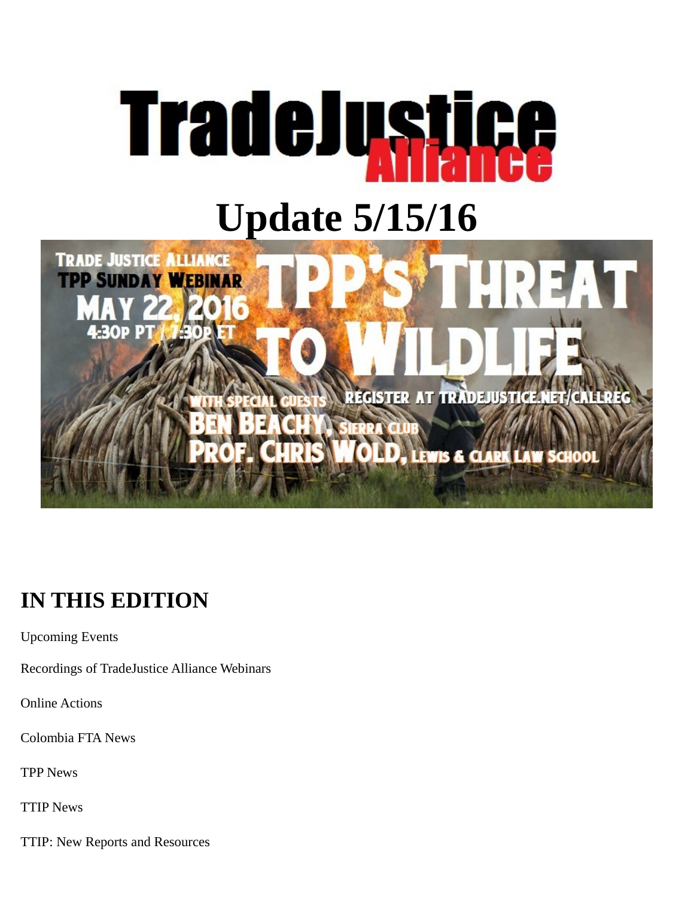# TradeJustice Alliance

# Update 5/15/16

TRADE JUSTICE ALLIANCE
TPP SUNDAY WEBINAR
MAY 22, 2016
4:30P PT / 7:30P ET

TPP'S THREAT TO WILDLIFE

WITH SPECIAL GUESTS
BEN BEACHY, SIERRA CLUB
PROF. CHRIS WOLD, LEWIS & CLARK LAW SCHOOL

REGISTER AT TRADEJUSTICE.NET/CALLREG

## IN THIS EDITION

Upcoming Events

Recordings of TradeJustice Alliance Webinars

Online Actions

Colombia FTA News

TPP News

TTIP News

TTIP: New Reports and Resources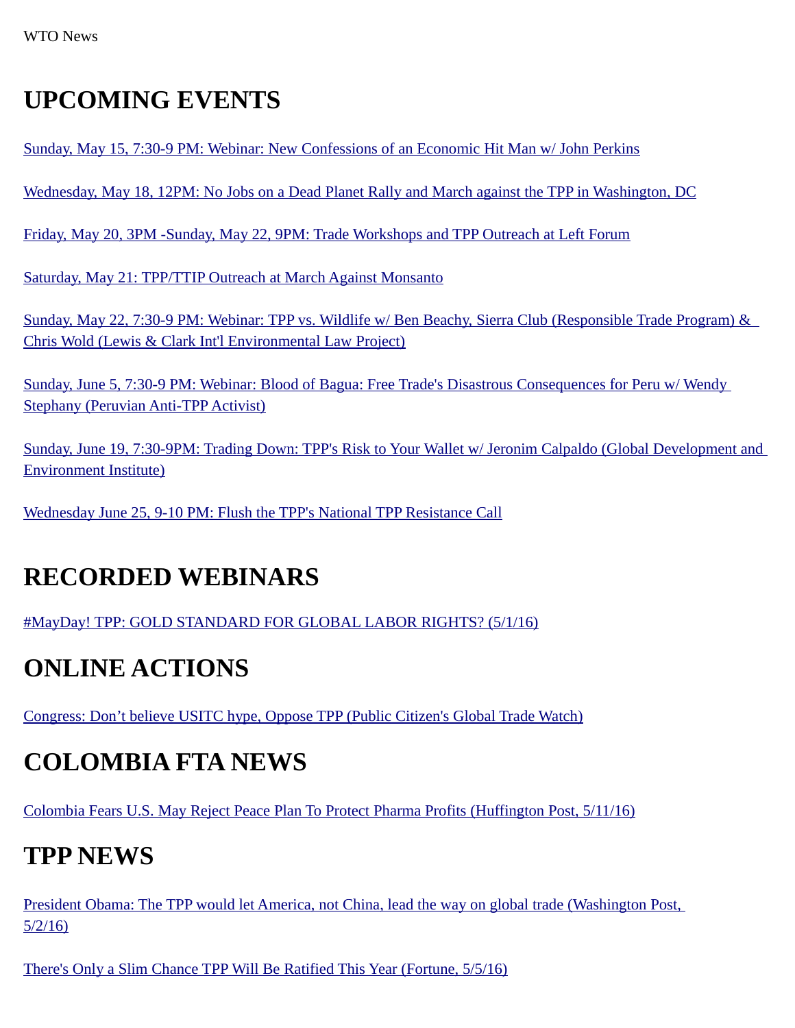WTO News

## UPCOMING EVENTS

Sunday, May 15, 7:30-9 PM: Webinar: New Confessions of an Economic Hit Man w/ John Perkins

Wednesday, May 18, 12PM: No Jobs on a Dead Planet Rally and March against the TPP in Washington, DC

Friday, May 20, 3PM -Sunday, May 22, 9PM: Trade Workshops and TPP Outreach at Left Forum

Saturday, May 21: TPP/TTIP Outreach at March Against Monsanto

Sunday, May 22, 7:30-9 PM: Webinar: TPP vs. Wildlife w/ Ben Beachy, Sierra Club (Responsible Trade Program) & Chris Wold (Lewis & Clark Int'l Environmental Law Project)

Sunday, June 5, 7:30-9 PM: Webinar: Blood of Bagua: Free Trade's Disastrous Consequences for Peru w/ Wendy Stephany (Peruvian Anti-TPP Activist)

Sunday, June 19, 7:30-9PM: Trading Down: TPP's Risk to Your Wallet w/ Jeronim Calpaldo (Global Development and Environment Institute)

Wednesday June 25, 9-10 PM: Flush the TPP's National TPP Resistance Call

## RECORDED WEBINARS

#MayDay! TPP: GOLD STANDARD FOR GLOBAL LABOR RIGHTS? (5/1/16)

## ONLINE ACTIONS

Congress: Don’t believe USITC hype, Oppose TPP (Public Citizen's Global Trade Watch)

## COLOMBIA FTA NEWS

Colombia Fears U.S. May Reject Peace Plan To Protect Pharma Profits (Huffington Post, 5/11/16)

## TPP NEWS

President Obama: The TPP would let America, not China, lead the way on global trade (Washington Post, 5/2/16)

There's Only a Slim Chance TPP Will Be Ratified This Year (Fortune, 5/5/16)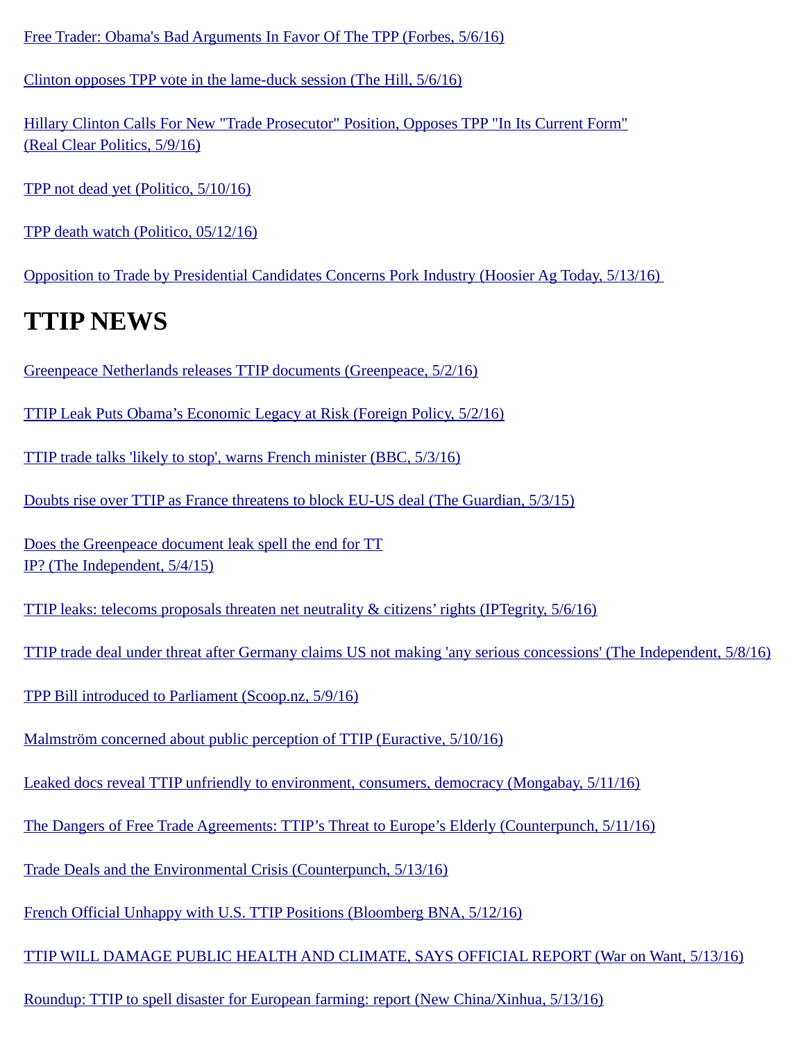Free Trader: Obama's Bad Arguments In Favor Of The TPP (Forbes, 5/6/16)

Clinton opposes TPP vote in the lame-duck session (The Hill, 5/6/16)

Hillary Clinton Calls For New "Trade Prosecutor" Position, Opposes TPP "In Its Current Form" (Real Clear Politics, 5/9/16)

TPP not dead yet (Politico, 5/10/16)

TPP death watch (Politico, 05/12/16)

Opposition to Trade by Presidential Candidates Concerns Pork Industry (Hoosier Ag Today, 5/13/16)

# TTIP NEWS

Greenpeace Netherlands releases TTIP documents (Greenpeace, 5/2/16)

TTIP Leak Puts Obama's Economic Legacy at Risk (Foreign Policy, 5/2/16)

TTIP trade talks 'likely to stop', warns French minister (BBC, 5/3/16)

Doubts rise over TTIP as France threatens to block EU-US deal (The Guardian, 5/3/15)

Does the Greenpeace document leak spell the end for TT
IP? (The Independent, 5/4/15)

TTIP leaks: telecoms proposals threaten net neutrality & citizens' rights (IPTegrity, 5/6/16)

TTIP trade deal under threat after Germany claims US not making 'any serious concessions' (The Independent, 5/8/16)

TPP Bill introduced to Parliament (Scoop.nz, 5/9/16)

Malmström concerned about public perception of TTIP (Euractive, 5/10/16)

Leaked docs reveal TTIP unfriendly to environment, consumers, democracy (Mongabay, 5/11/16)

The Dangers of Free Trade Agreements: TTIP's Threat to Europe's Elderly (Counterpunch, 5/11/16)

Trade Deals and the Environmental Crisis (Counterpunch, 5/13/16)

French Official Unhappy with U.S. TTIP Positions (Bloomberg BNA, 5/12/16)

TTIP WILL DAMAGE PUBLIC HEALTH AND CLIMATE, SAYS OFFICIAL REPORT (War on Want, 5/13/16)

Roundup: TTIP to spell disaster for European farming: report (New China/Xinhua, 5/13/16)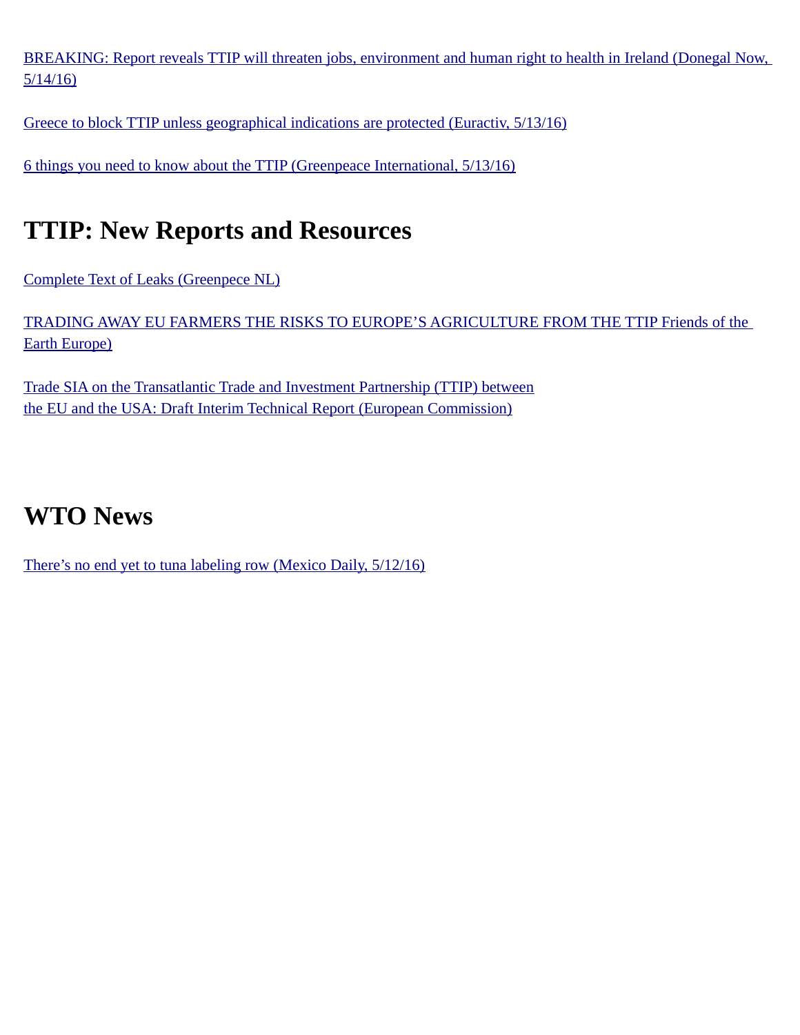BREAKING: Report reveals TTIP will threaten jobs, environment and human right to health in Ireland (Donegal Now, 5/14/16)

Greece to block TTIP unless geographical indications are protected (Euractiv, 5/13/16)

6 things you need to know about the TTIP (Greenpeace International, 5/13/16)

## TTIP: New Reports and Resources

Complete Text of Leaks (Greenpece NL)

TRADING AWAY EU FARMERS THE RISKS TO EUROPE'S AGRICULTURE FROM THE TTIP Friends of the Earth Europe)

Trade SIA on the Transatlantic Trade and Investment Partnership (TTIP) between the EU and the USA: Draft Interim Technical Report (European Commission)

## WTO News

There's no end yet to tuna labeling row (Mexico Daily, 5/12/16)